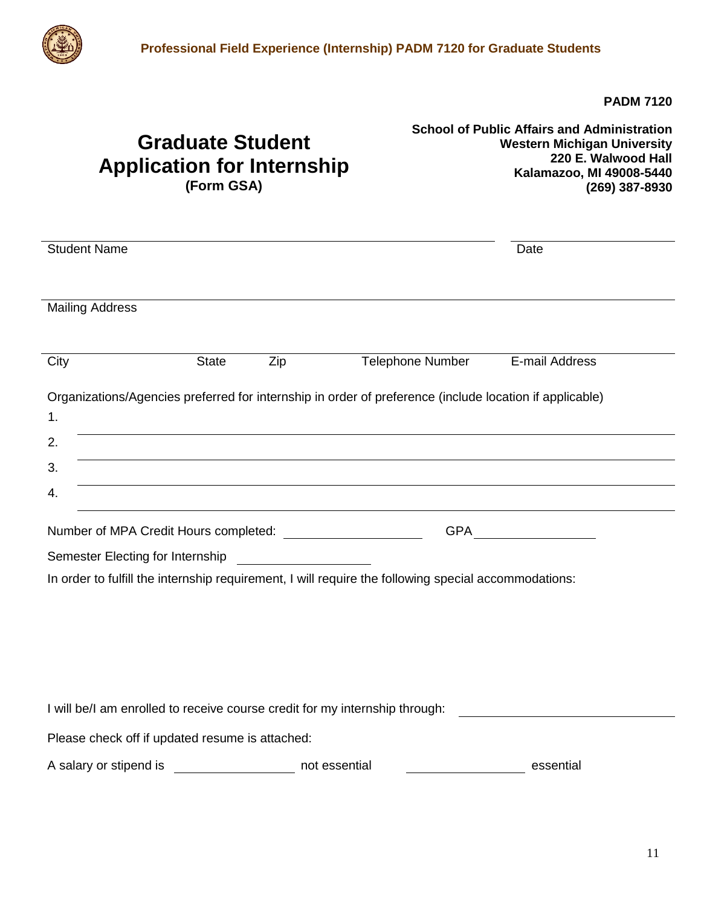PADM 7120

# Graduate Student Application for Internship

**(Form GSA)**

**School of Public Affairs and Administration**
**Western Michigan University**
**220 E. Walwood Hall**
**Kalamazoo, MI 49008-5440**
**(269) 387-8930**

______________________________________________ ____________________

Student Name Date

______________________________________________________________________

Mailing Address

______________________________________________________________________

City State Zip Telephone Number E-mail Address

Organizations/Agencies preferred for internship in order of preference (include location if applicable)

1. ______________________________________________________________
2. ______________________________________________________________
3. ______________________________________________________________
4. ______________________________________________________________

Number of MPA Credit Hours completed: ____________________ GPA ________________

Semester Electing for Internship ____________________

In order to fulfill the internship requirement, I will require the following special accommodations:

I will be/I am enrolled to receive course credit for my internship through: ____________________

Please check off if updated resume is attached:

A salary or stipend is ________________ not essential ________________ essential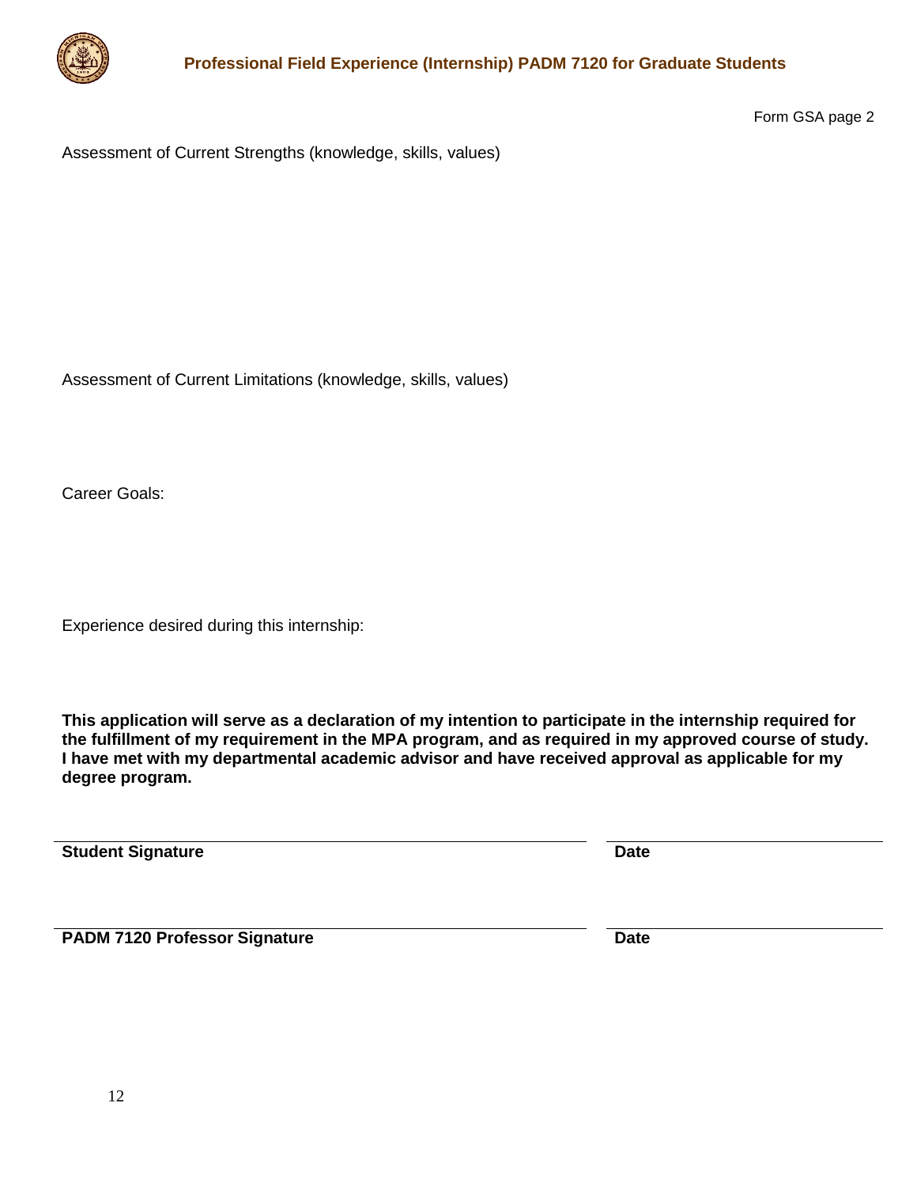Form GSA page 2

Assessment of Current Strengths (knowledge, skills, values)

Assessment of Current Limitations (knowledge, skills, values)

Career Goals:

Experience desired during this internship:

**This application will serve as a declaration of my intention to participate in the internship required for the fulfillment of my requirement in the MPA program, and as required in my approved course of study. I have met with my departmental academic advisor and have received approval as applicable for my degree program.**

**Student Signature** **Date**

**PADM 7120 Professor Signature** **Date**